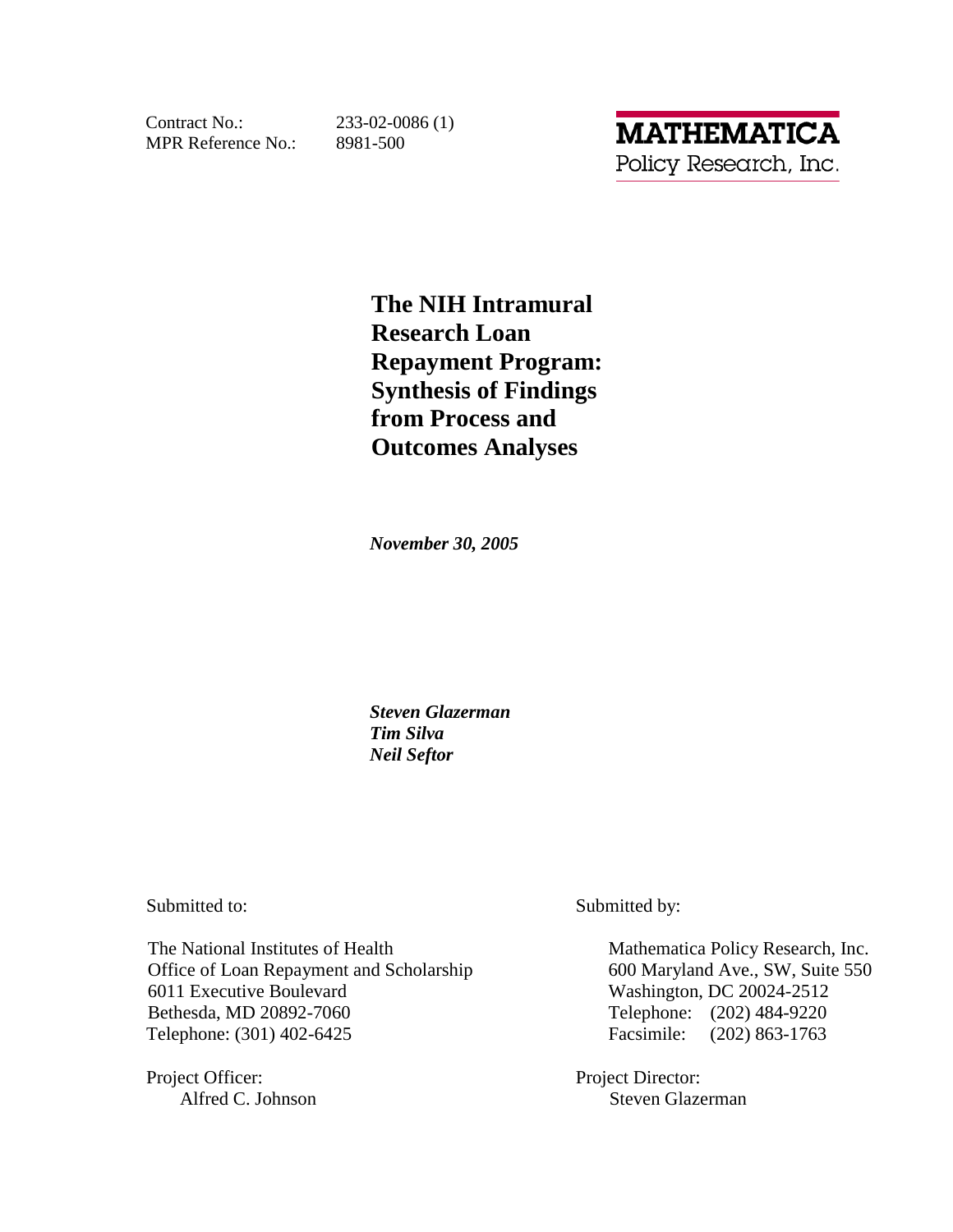Contract No.: 233-02-0086 (1)
MPR Reference No.: 8981-500

**MATHEMATICA**
Policy Research, Inc.

# The NIH Intramural Research Loan Repayment Program: Synthesis of Findings from Process and Outcomes Analyses

***November 30, 2005***

***Steven Glazerman***
***Tim Silva***
***Neil Seftor***

Submitted to:

The National Institutes of Health
Office of Loan Repayment and Scholarship
6011 Executive Boulevard
Bethesda, MD 20892-7060
Telephone: (301) 402-6425

Project Officer:
Alfred C. Johnson

Submitted by:

Mathematica Policy Research, Inc.
600 Maryland Ave., SW, Suite 550
Washington, DC 20024-2512
Telephone: (202) 484-9220
Facsimile: (202) 863-1763

Project Director:
Steven Glazerman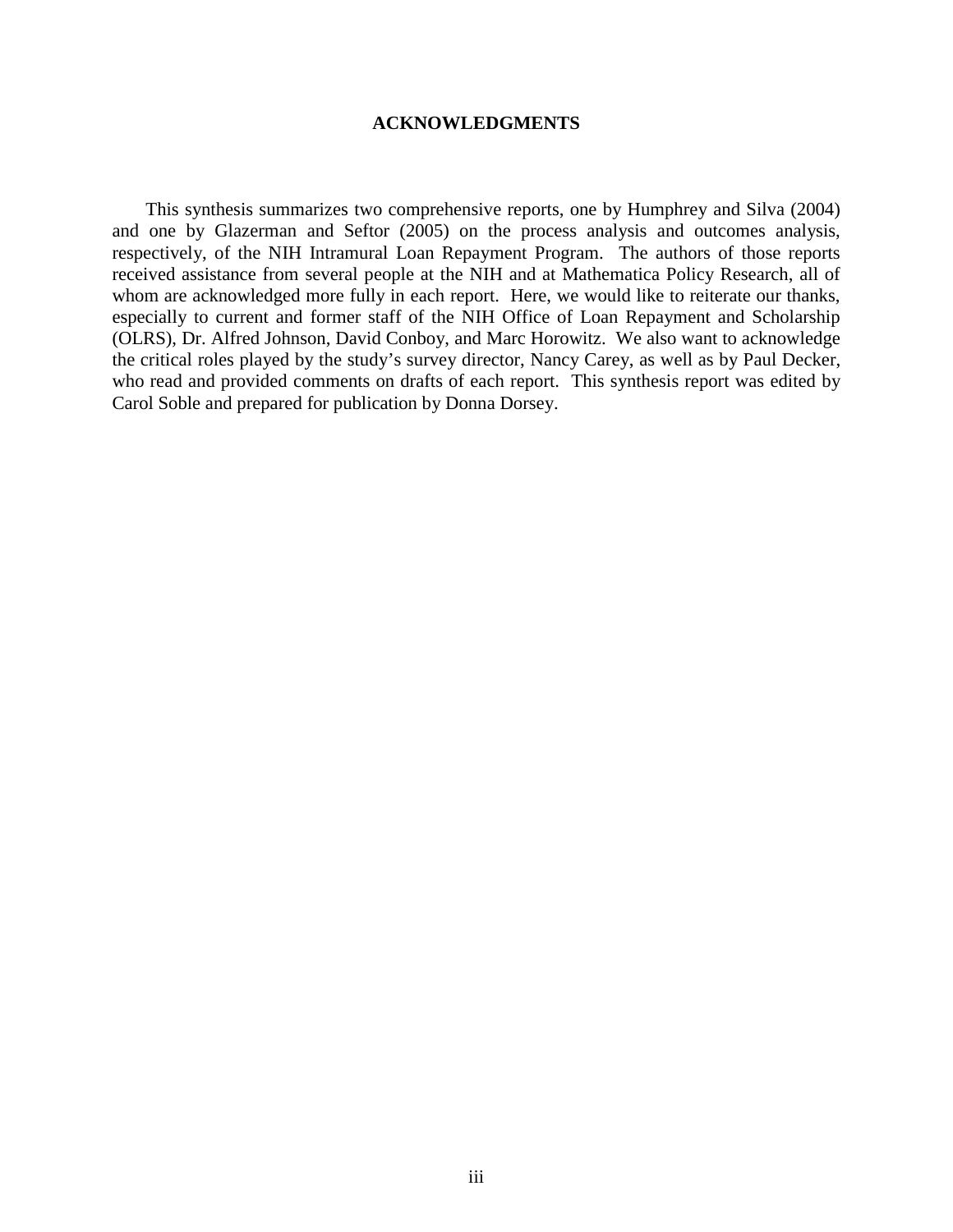# ACKNOWLEDGMENTS

This synthesis summarizes two comprehensive reports, one by Humphrey and Silva (2004) and one by Glazerman and Seftor (2005) on the process analysis and outcomes analysis, respectively, of the NIH Intramural Loan Repayment Program. The authors of those reports received assistance from several people at the NIH and at Mathematica Policy Research, all of whom are acknowledged more fully in each report. Here, we would like to reiterate our thanks, especially to current and former staff of the NIH Office of Loan Repayment and Scholarship (OLRS), Dr. Alfred Johnson, David Conboy, and Marc Horowitz. We also want to acknowledge the critical roles played by the study's survey director, Nancy Carey, as well as by Paul Decker, who read and provided comments on drafts of each report. This synthesis report was edited by Carol Soble and prepared for publication by Donna Dorsey.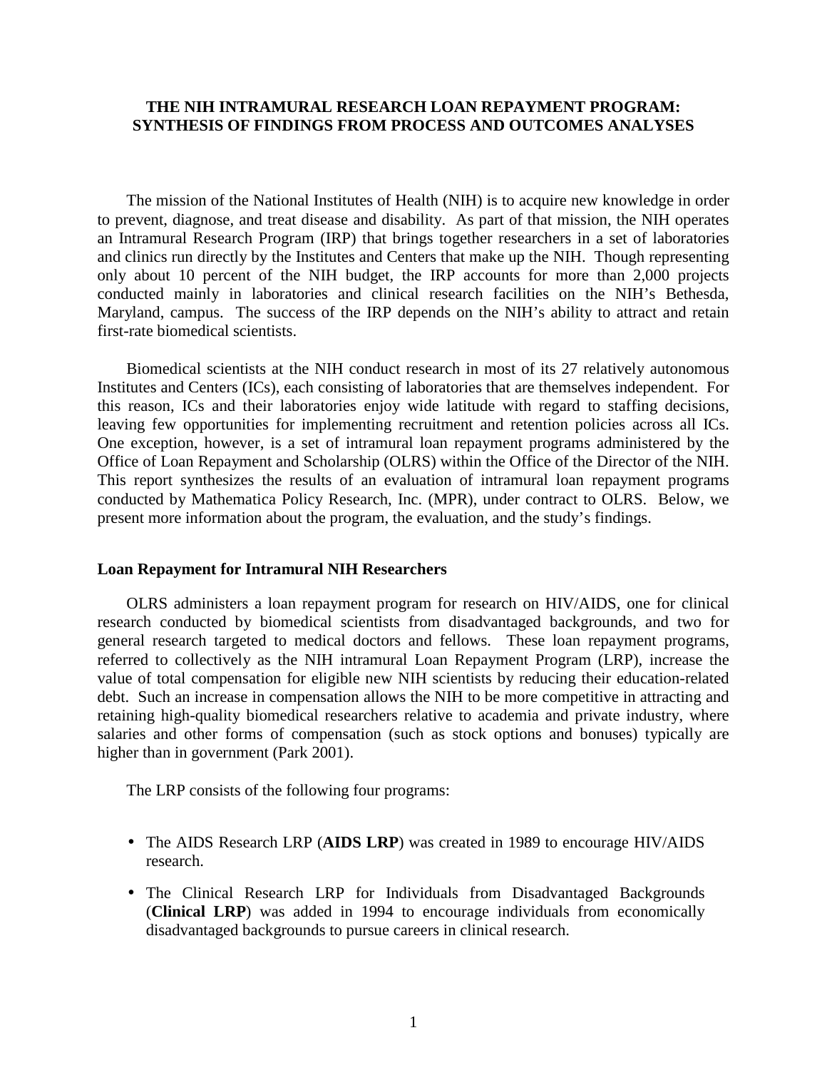# THE NIH INTRAMURAL RESEARCH LOAN REPAYMENT PROGRAM: SYNTHESIS OF FINDINGS FROM PROCESS AND OUTCOMES ANALYSES

The mission of the National Institutes of Health (NIH) is to acquire new knowledge in order to prevent, diagnose, and treat disease and disability. As part of that mission, the NIH operates an Intramural Research Program (IRP) that brings together researchers in a set of laboratories and clinics run directly by the Institutes and Centers that make up the NIH. Though representing only about 10 percent of the NIH budget, the IRP accounts for more than 2,000 projects conducted mainly in laboratories and clinical research facilities on the NIH's Bethesda, Maryland, campus. The success of the IRP depends on the NIH's ability to attract and retain first-rate biomedical scientists.

Biomedical scientists at the NIH conduct research in most of its 27 relatively autonomous Institutes and Centers (ICs), each consisting of laboratories that are themselves independent. For this reason, ICs and their laboratories enjoy wide latitude with regard to staffing decisions, leaving few opportunities for implementing recruitment and retention policies across all ICs. One exception, however, is a set of intramural loan repayment programs administered by the Office of Loan Repayment and Scholarship (OLRS) within the Office of the Director of the NIH. This report synthesizes the results of an evaluation of intramural loan repayment programs conducted by Mathematica Policy Research, Inc. (MPR), under contract to OLRS. Below, we present more information about the program, the evaluation, and the study's findings.

## Loan Repayment for Intramural NIH Researchers

OLRS administers a loan repayment program for research on HIV/AIDS, one for clinical research conducted by biomedical scientists from disadvantaged backgrounds, and two for general research targeted to medical doctors and fellows. These loan repayment programs, referred to collectively as the NIH intramural Loan Repayment Program (LRP), increase the value of total compensation for eligible new NIH scientists by reducing their education-related debt. Such an increase in compensation allows the NIH to be more competitive in attracting and retaining high-quality biomedical researchers relative to academia and private industry, where salaries and other forms of compensation (such as stock options and bonuses) typically are higher than in government (Park 2001).

The LRP consists of the following four programs:

- The AIDS Research LRP (**AIDS LRP**) was created in 1989 to encourage HIV/AIDS research.
- The Clinical Research LRP for Individuals from Disadvantaged Backgrounds (**Clinical LRP**) was added in 1994 to encourage individuals from economically disadvantaged backgrounds to pursue careers in clinical research.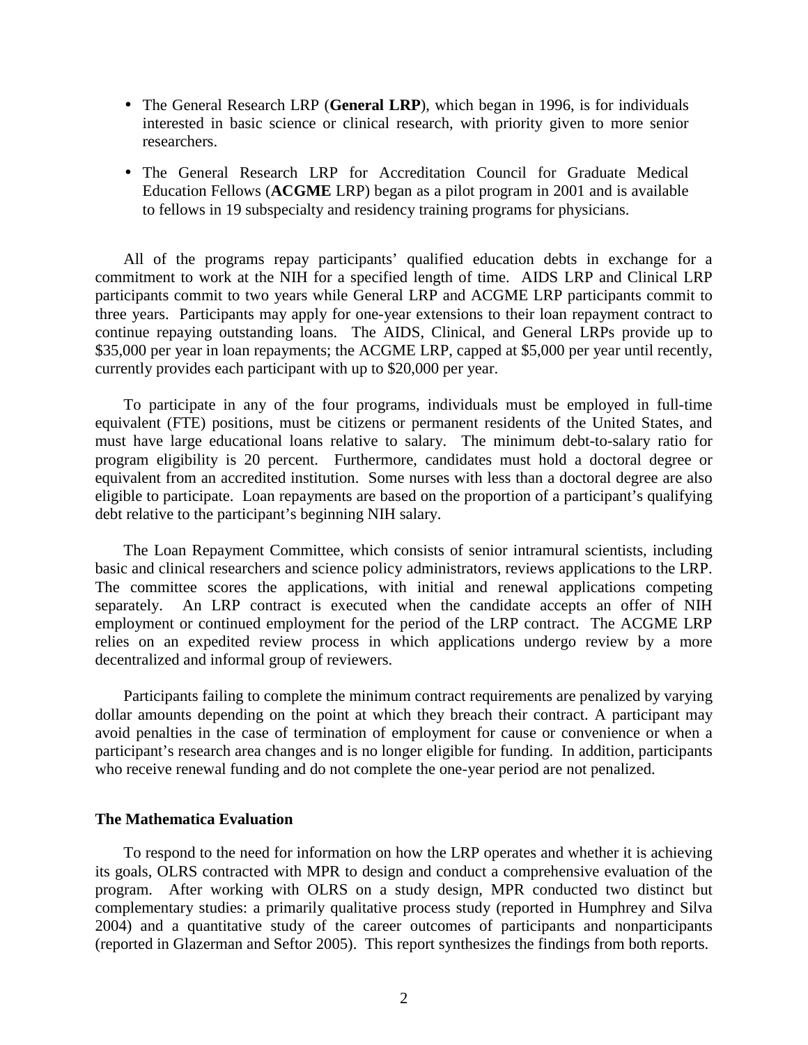- The General Research LRP (**General LRP**), which began in 1996, is for individuals interested in basic science or clinical research, with priority given to more senior researchers.

- The General Research LRP for Accreditation Council for Graduate Medical Education Fellows (**ACGME** LRP) began as a pilot program in 2001 and is available to fellows in 19 subspecialty and residency training programs for physicians.

All of the programs repay participants' qualified education debts in exchange for a commitment to work at the NIH for a specified length of time. AIDS LRP and Clinical LRP participants commit to two years while General LRP and ACGME LRP participants commit to three years. Participants may apply for one-year extensions to their loan repayment contract to continue repaying outstanding loans. The AIDS, Clinical, and General LRPs provide up to $35,000 per year in loan repayments; the ACGME LRP, capped at $5,000 per year until recently, currently provides each participant with up to $20,000 per year.

To participate in any of the four programs, individuals must be employed in full-time equivalent (FTE) positions, must be citizens or permanent residents of the United States, and must have large educational loans relative to salary. The minimum debt-to-salary ratio for program eligibility is 20 percent. Furthermore, candidates must hold a doctoral degree or equivalent from an accredited institution. Some nurses with less than a doctoral degree are also eligible to participate. Loan repayments are based on the proportion of a participant's qualifying debt relative to the participant's beginning NIH salary.

The Loan Repayment Committee, which consists of senior intramural scientists, including basic and clinical researchers and science policy administrators, reviews applications to the LRP. The committee scores the applications, with initial and renewal applications competing separately. An LRP contract is executed when the candidate accepts an offer of NIH employment or continued employment for the period of the LRP contract. The ACGME LRP relies on an expedited review process in which applications undergo review by a more decentralized and informal group of reviewers.

Participants failing to complete the minimum contract requirements are penalized by varying dollar amounts depending on the point at which they breach their contract. A participant may avoid penalties in the case of termination of employment for cause or convenience or when a participant's research area changes and is no longer eligible for funding. In addition, participants who receive renewal funding and do not complete the one-year period are not penalized.

### The Mathematica Evaluation

To respond to the need for information on how the LRP operates and whether it is achieving its goals, OLRS contracted with MPR to design and conduct a comprehensive evaluation of the program. After working with OLRS on a study design, MPR conducted two distinct but complementary studies: a primarily qualitative process study (reported in Humphrey and Silva 2004) and a quantitative study of the career outcomes of participants and nonparticipants (reported in Glazerman and Seftor 2005). This report synthesizes the findings from both reports.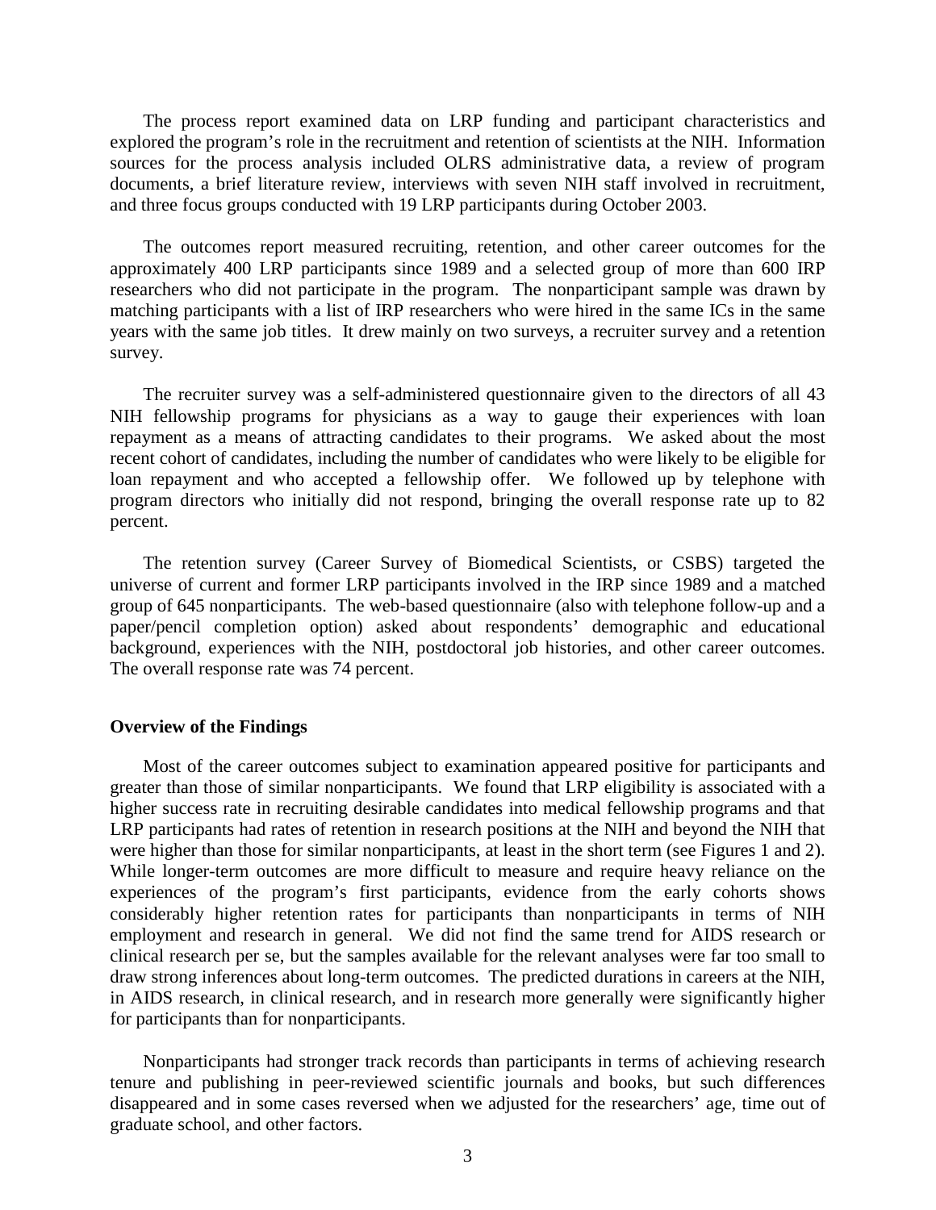The process report examined data on LRP funding and participant characteristics and explored the program's role in the recruitment and retention of scientists at the NIH. Information sources for the process analysis included OLRS administrative data, a review of program documents, a brief literature review, interviews with seven NIH staff involved in recruitment, and three focus groups conducted with 19 LRP participants during October 2003.

The outcomes report measured recruiting, retention, and other career outcomes for the approximately 400 LRP participants since 1989 and a selected group of more than 600 IRP researchers who did not participate in the program. The nonparticipant sample was drawn by matching participants with a list of IRP researchers who were hired in the same ICs in the same years with the same job titles. It drew mainly on two surveys, a recruiter survey and a retention survey.

The recruiter survey was a self-administered questionnaire given to the directors of all 43 NIH fellowship programs for physicians as a way to gauge their experiences with loan repayment as a means of attracting candidates to their programs. We asked about the most recent cohort of candidates, including the number of candidates who were likely to be eligible for loan repayment and who accepted a fellowship offer. We followed up by telephone with program directors who initially did not respond, bringing the overall response rate up to 82 percent.

The retention survey (Career Survey of Biomedical Scientists, or CSBS) targeted the universe of current and former LRP participants involved in the IRP since 1989 and a matched group of 645 nonparticipants. The web-based questionnaire (also with telephone follow-up and a paper/pencil completion option) asked about respondents' demographic and educational background, experiences with the NIH, postdoctoral job histories, and other career outcomes. The overall response rate was 74 percent.

**Overview of the Findings**

Most of the career outcomes subject to examination appeared positive for participants and greater than those of similar nonparticipants. We found that LRP eligibility is associated with a higher success rate in recruiting desirable candidates into medical fellowship programs and that LRP participants had rates of retention in research positions at the NIH and beyond the NIH that were higher than those for similar nonparticipants, at least in the short term (see Figures 1 and 2). While longer-term outcomes are more difficult to measure and require heavy reliance on the experiences of the program's first participants, evidence from the early cohorts shows considerably higher retention rates for participants than nonparticipants in terms of NIH employment and research in general. We did not find the same trend for AIDS research or clinical research per se, but the samples available for the relevant analyses were far too small to draw strong inferences about long-term outcomes. The predicted durations in careers at the NIH, in AIDS research, in clinical research, and in research more generally were significantly higher for participants than for nonparticipants.

Nonparticipants had stronger track records than participants in terms of achieving research tenure and publishing in peer-reviewed scientific journals and books, but such differences disappeared and in some cases reversed when we adjusted for the researchers' age, time out of graduate school, and other factors.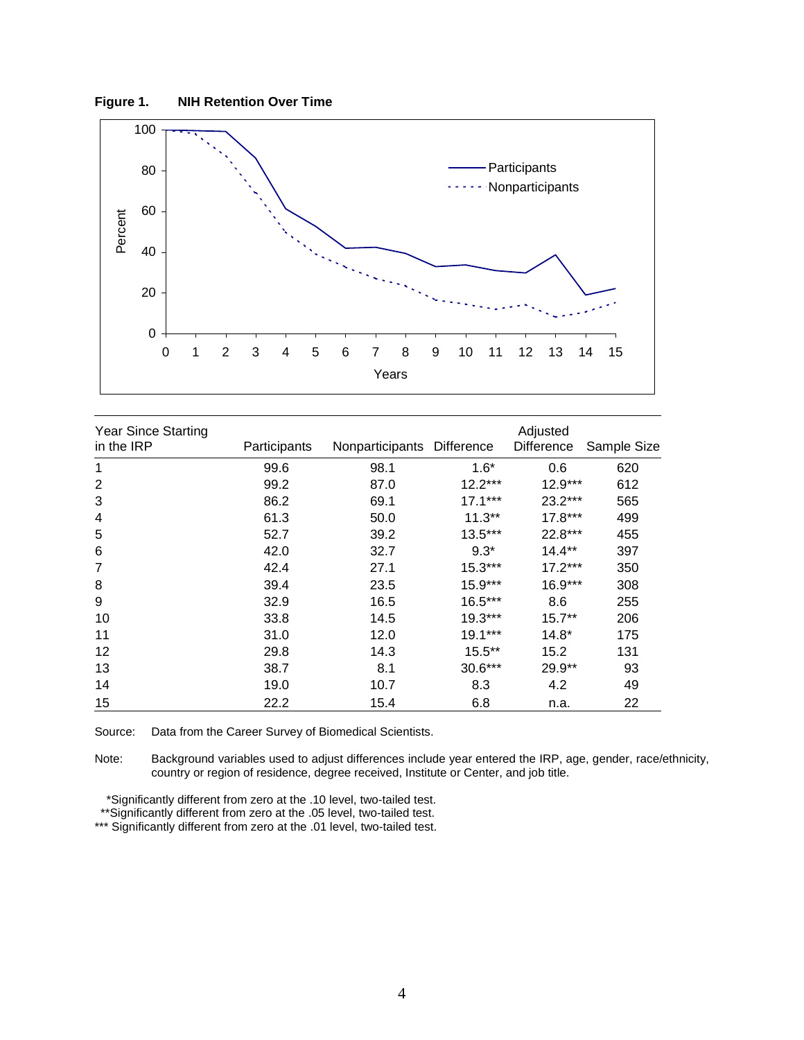**Figure 1. NIH Retention Over Time**

| Year Since Starting in the IRP | Participants | Nonparticipants | Difference | Adjusted Difference | Sample Size |
|---|---|---|---|---|---|
| 1 | 99.6 | 98.1 | 1.6* | 0.6 | 620 |
| 2 | 99.2 | 87.0 | 12.2*** | 12.9*** | 612 |
| 3 | 86.2 | 69.1 | 17.1*** | 23.2*** | 565 |
| 4 | 61.3 | 50.0 | 11.3** | 17.8*** | 499 |
| 5 | 52.7 | 39.2 | 13.5*** | 22.8*** | 455 |
| 6 | 42.0 | 32.7 | 9.3* | 14.4** | 397 |
| 7 | 42.4 | 27.1 | 15.3*** | 17.2*** | 350 |
| 8 | 39.4 | 23.5 | 15.9*** | 16.9*** | 308 |
| 9 | 32.9 | 16.5 | 16.5*** | 8.6 | 255 |
| 10 | 33.8 | 14.5 | 19.3*** | 15.7** | 206 |
| 11 | 31.0 | 12.0 | 19.1*** | 14.8* | 175 |
| 12 | 29.8 | 14.3 | 15.5** | 15.2 | 131 |
| 13 | 38.7 | 8.1 | 30.6*** | 29.9** | 93 |
| 14 | 19.0 | 10.7 | 8.3 | 4.2 | 49 |
| 15 | 22.2 | 15.4 | 6.8 | n.a. | 22 |

Source: Data from the Career Survey of Biomedical Scientists.

Note: Background variables used to adjust differences include year entered the IRP, age, gender, race/ethnicity, country or region of residence, degree received, Institute or Center, and job title.

*Significantly different from zero at the .10 level, two-tailed test.
**Significantly different from zero at the .05 level, two-tailed test.
*** Significantly different from zero at the .01 level, two-tailed test.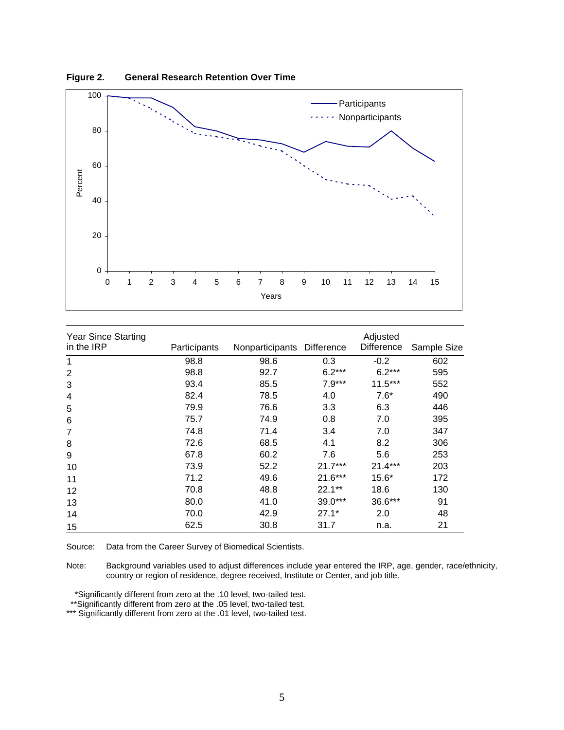**Figure 2. General Research Retention Over Time**

| Year Since Starting in the IRP | Participants | Nonparticipants | Difference | Adjusted Difference | Sample Size |
|---|---|---|---|---|---|
| 1 | 98.8 | 98.6 | 0.3 | -0.2 | 602 |
| 2 | 98.8 | 92.7 | 6.2*** | 6.2*** | 595 |
| 3 | 93.4 | 85.5 | 7.9*** | 11.5*** | 552 |
| 4 | 82.4 | 78.5 | 4.0 | 7.6* | 490 |
| 5 | 79.9 | 76.6 | 3.3 | 6.3 | 446 |
| 6 | 75.7 | 74.9 | 0.8 | 7.0 | 395 |
| 7 | 74.8 | 71.4 | 3.4 | 7.0 | 347 |
| 8 | 72.6 | 68.5 | 4.1 | 8.2 | 306 |
| 9 | 67.8 | 60.2 | 7.6 | 5.6 | 253 |
| 10 | 73.9 | 52.2 | 21.7*** | 21.4*** | 203 |
| 11 | 71.2 | 49.6 | 21.6*** | 15.6* | 172 |
| 12 | 70.8 | 48.8 | 22.1** | 18.6 | 130 |
| 13 | 80.0 | 41.0 | 39.0*** | 36.6*** | 91 |
| 14 | 70.0 | 42.9 | 27.1* | 2.0 | 48 |
| 15 | 62.5 | 30.8 | 31.7 | n.a. | 21 |

Source: Data from the Career Survey of Biomedical Scientists.

Note: Background variables used to adjust differences include year entered the IRP, age, gender, race/ethnicity, country or region of residence, degree received, Institute or Center, and job title.

*Significantly different from zero at the .10 level, two-tailed test.
**Significantly different from zero at the .05 level, two-tailed test.
*** Significantly different from zero at the .01 level, two-tailed test.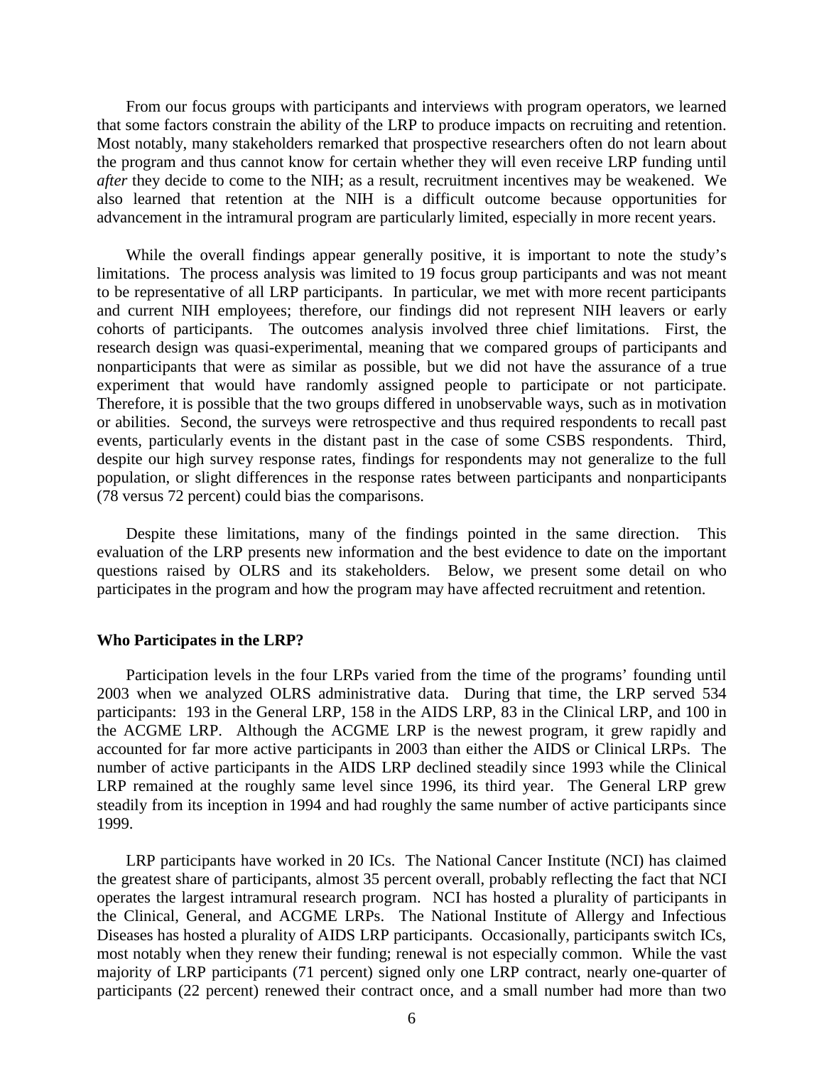From our focus groups with participants and interviews with program operators, we learned that some factors constrain the ability of the LRP to produce impacts on recruiting and retention. Most notably, many stakeholders remarked that prospective researchers often do not learn about the program and thus cannot know for certain whether they will even receive LRP funding until *after* they decide to come to the NIH; as a result, recruitment incentives may be weakened. We also learned that retention at the NIH is a difficult outcome because opportunities for advancement in the intramural program are particularly limited, especially in more recent years.

While the overall findings appear generally positive, it is important to note the study's limitations. The process analysis was limited to 19 focus group participants and was not meant to be representative of all LRP participants. In particular, we met with more recent participants and current NIH employees; therefore, our findings did not represent NIH leavers or early cohorts of participants. The outcomes analysis involved three chief limitations. First, the research design was quasi-experimental, meaning that we compared groups of participants and nonparticipants that were as similar as possible, but we did not have the assurance of a true experiment that would have randomly assigned people to participate or not participate. Therefore, it is possible that the two groups differed in unobservable ways, such as in motivation or abilities. Second, the surveys were retrospective and thus required respondents to recall past events, particularly events in the distant past in the case of some CSBS respondents. Third, despite our high survey response rates, findings for respondents may not generalize to the full population, or slight differences in the response rates between participants and nonparticipants (78 versus 72 percent) could bias the comparisons.

Despite these limitations, many of the findings pointed in the same direction. This evaluation of the LRP presents new information and the best evidence to date on the important questions raised by OLRS and its stakeholders. Below, we present some detail on who participates in the program and how the program may have affected recruitment and retention.

**Who Participates in the LRP?**

Participation levels in the four LRPs varied from the time of the programs' founding until 2003 when we analyzed OLRS administrative data. During that time, the LRP served 534 participants: 193 in the General LRP, 158 in the AIDS LRP, 83 in the Clinical LRP, and 100 in the ACGME LRP. Although the ACGME LRP is the newest program, it grew rapidly and accounted for far more active participants in 2003 than either the AIDS or Clinical LRPs. The number of active participants in the AIDS LRP declined steadily since 1993 while the Clinical LRP remained at the roughly same level since 1996, its third year. The General LRP grew steadily from its inception in 1994 and had roughly the same number of active participants since 1999.

LRP participants have worked in 20 ICs. The National Cancer Institute (NCI) has claimed the greatest share of participants, almost 35 percent overall, probably reflecting the fact that NCI operates the largest intramural research program. NCI has hosted a plurality of participants in the Clinical, General, and ACGME LRPs. The National Institute of Allergy and Infectious Diseases has hosted a plurality of AIDS LRP participants. Occasionally, participants switch ICs, most notably when they renew their funding; renewal is not especially common. While the vast majority of LRP participants (71 percent) signed only one LRP contract, nearly one-quarter of participants (22 percent) renewed their contract once, and a small number had more than two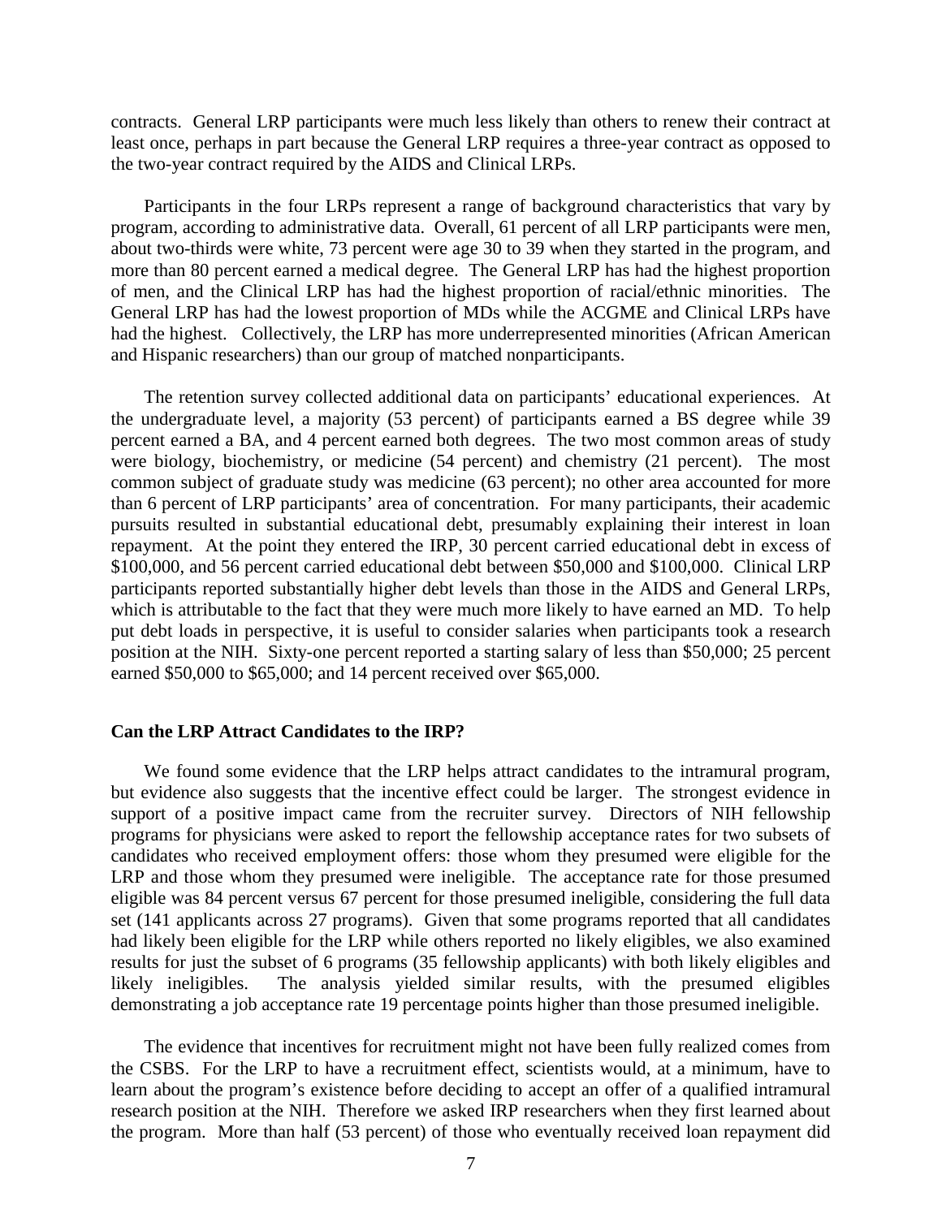contracts. General LRP participants were much less likely than others to renew their contract at least once, perhaps in part because the General LRP requires a three-year contract as opposed to the two-year contract required by the AIDS and Clinical LRPs.

Participants in the four LRPs represent a range of background characteristics that vary by program, according to administrative data. Overall, 61 percent of all LRP participants were men, about two-thirds were white, 73 percent were age 30 to 39 when they started in the program, and more than 80 percent earned a medical degree. The General LRP has had the highest proportion of men, and the Clinical LRP has had the highest proportion of racial/ethnic minorities. The General LRP has had the lowest proportion of MDs while the ACGME and Clinical LRPs have had the highest. Collectively, the LRP has more underrepresented minorities (African American and Hispanic researchers) than our group of matched nonparticipants.

The retention survey collected additional data on participants' educational experiences. At the undergraduate level, a majority (53 percent) of participants earned a BS degree while 39 percent earned a BA, and 4 percent earned both degrees. The two most common areas of study were biology, biochemistry, or medicine (54 percent) and chemistry (21 percent). The most common subject of graduate study was medicine (63 percent); no other area accounted for more than 6 percent of LRP participants' area of concentration. For many participants, their academic pursuits resulted in substantial educational debt, presumably explaining their interest in loan repayment. At the point they entered the IRP, 30 percent carried educational debt in excess of $100,000, and 56 percent carried educational debt between $50,000 and $100,000. Clinical LRP participants reported substantially higher debt levels than those in the AIDS and General LRPs, which is attributable to the fact that they were much more likely to have earned an MD. To help put debt loads in perspective, it is useful to consider salaries when participants took a research position at the NIH. Sixty-one percent reported a starting salary of less than $50,000; 25 percent earned $50,000 to $65,000; and 14 percent received over $65,000.

**Can the LRP Attract Candidates to the IRP?**

We found some evidence that the LRP helps attract candidates to the intramural program, but evidence also suggests that the incentive effect could be larger. The strongest evidence in support of a positive impact came from the recruiter survey. Directors of NIH fellowship programs for physicians were asked to report the fellowship acceptance rates for two subsets of candidates who received employment offers: those whom they presumed were eligible for the LRP and those whom they presumed were ineligible. The acceptance rate for those presumed eligible was 84 percent versus 67 percent for those presumed ineligible, considering the full data set (141 applicants across 27 programs). Given that some programs reported that all candidates had likely been eligible for the LRP while others reported no likely eligibles, we also examined results for just the subset of 6 programs (35 fellowship applicants) with both likely eligibles and likely ineligibles. The analysis yielded similar results, with the presumed eligibles demonstrating a job acceptance rate 19 percentage points higher than those presumed ineligible.

The evidence that incentives for recruitment might not have been fully realized comes from the CSBS. For the LRP to have a recruitment effect, scientists would, at a minimum, have to learn about the program's existence before deciding to accept an offer of a qualified intramural research position at the NIH. Therefore we asked IRP researchers when they first learned about the program. More than half (53 percent) of those who eventually received loan repayment did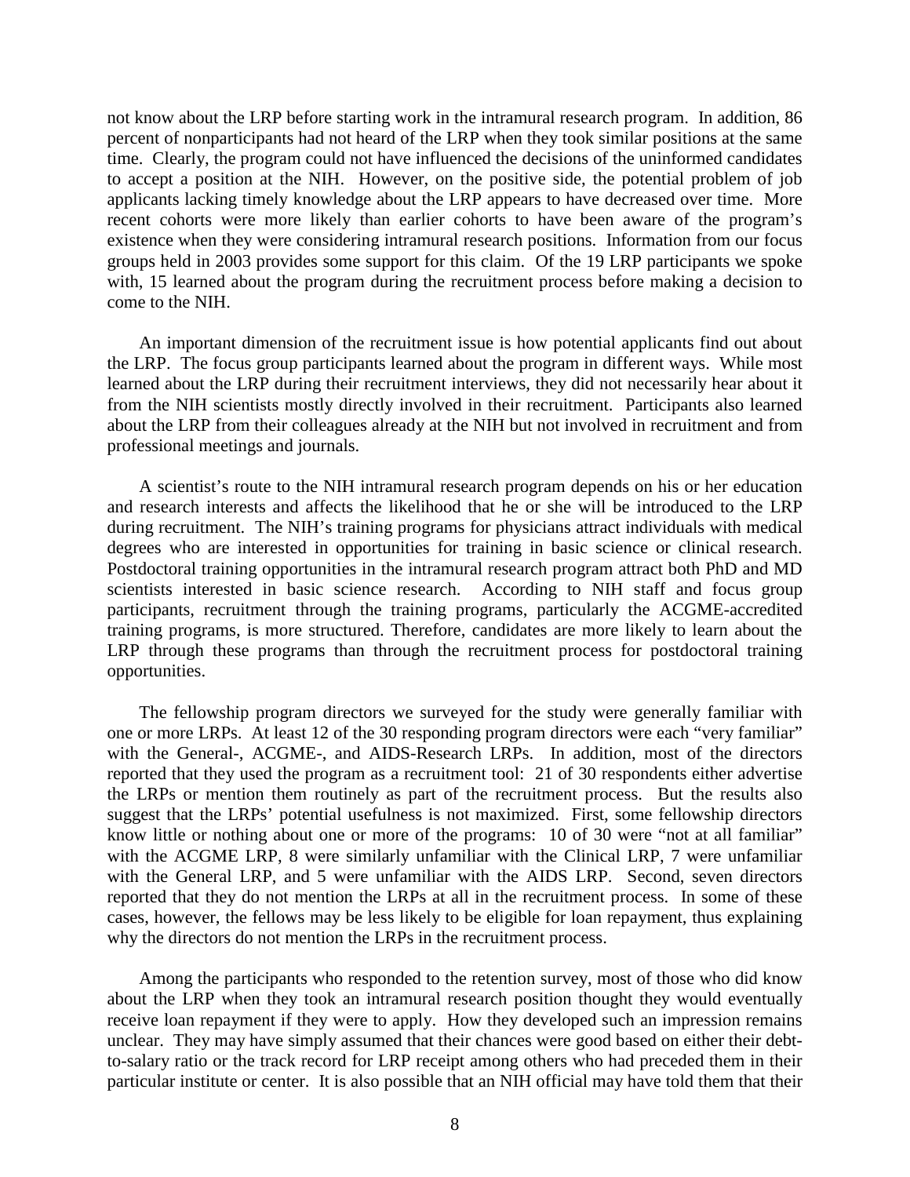not know about the LRP before starting work in the intramural research program. In addition, 86 percent of nonparticipants had not heard of the LRP when they took similar positions at the same time. Clearly, the program could not have influenced the decisions of the uninformed candidates to accept a position at the NIH. However, on the positive side, the potential problem of job applicants lacking timely knowledge about the LRP appears to have decreased over time. More recent cohorts were more likely than earlier cohorts to have been aware of the program's existence when they were considering intramural research positions. Information from our focus groups held in 2003 provides some support for this claim. Of the 19 LRP participants we spoke with, 15 learned about the program during the recruitment process before making a decision to come to the NIH.

An important dimension of the recruitment issue is how potential applicants find out about the LRP. The focus group participants learned about the program in different ways. While most learned about the LRP during their recruitment interviews, they did not necessarily hear about it from the NIH scientists mostly directly involved in their recruitment. Participants also learned about the LRP from their colleagues already at the NIH but not involved in recruitment and from professional meetings and journals.

A scientist's route to the NIH intramural research program depends on his or her education and research interests and affects the likelihood that he or she will be introduced to the LRP during recruitment. The NIH's training programs for physicians attract individuals with medical degrees who are interested in opportunities for training in basic science or clinical research. Postdoctoral training opportunities in the intramural research program attract both PhD and MD scientists interested in basic science research. According to NIH staff and focus group participants, recruitment through the training programs, particularly the ACGME-accredited training programs, is more structured. Therefore, candidates are more likely to learn about the LRP through these programs than through the recruitment process for postdoctoral training opportunities.

The fellowship program directors we surveyed for the study were generally familiar with one or more LRPs. At least 12 of the 30 responding program directors were each "very familiar" with the General-, ACGME-, and AIDS-Research LRPs. In addition, most of the directors reported that they used the program as a recruitment tool: 21 of 30 respondents either advertise the LRPs or mention them routinely as part of the recruitment process. But the results also suggest that the LRPs' potential usefulness is not maximized. First, some fellowship directors know little or nothing about one or more of the programs: 10 of 30 were "not at all familiar" with the ACGME LRP, 8 were similarly unfamiliar with the Clinical LRP, 7 were unfamiliar with the General LRP, and 5 were unfamiliar with the AIDS LRP. Second, seven directors reported that they do not mention the LRPs at all in the recruitment process. In some of these cases, however, the fellows may be less likely to be eligible for loan repayment, thus explaining why the directors do not mention the LRPs in the recruitment process.

Among the participants who responded to the retention survey, most of those who did know about the LRP when they took an intramural research position thought they would eventually receive loan repayment if they were to apply. How they developed such an impression remains unclear. They may have simply assumed that their chances were good based on either their debt-to-salary ratio or the track record for LRP receipt among others who had preceded them in their particular institute or center. It is also possible that an NIH official may have told them that their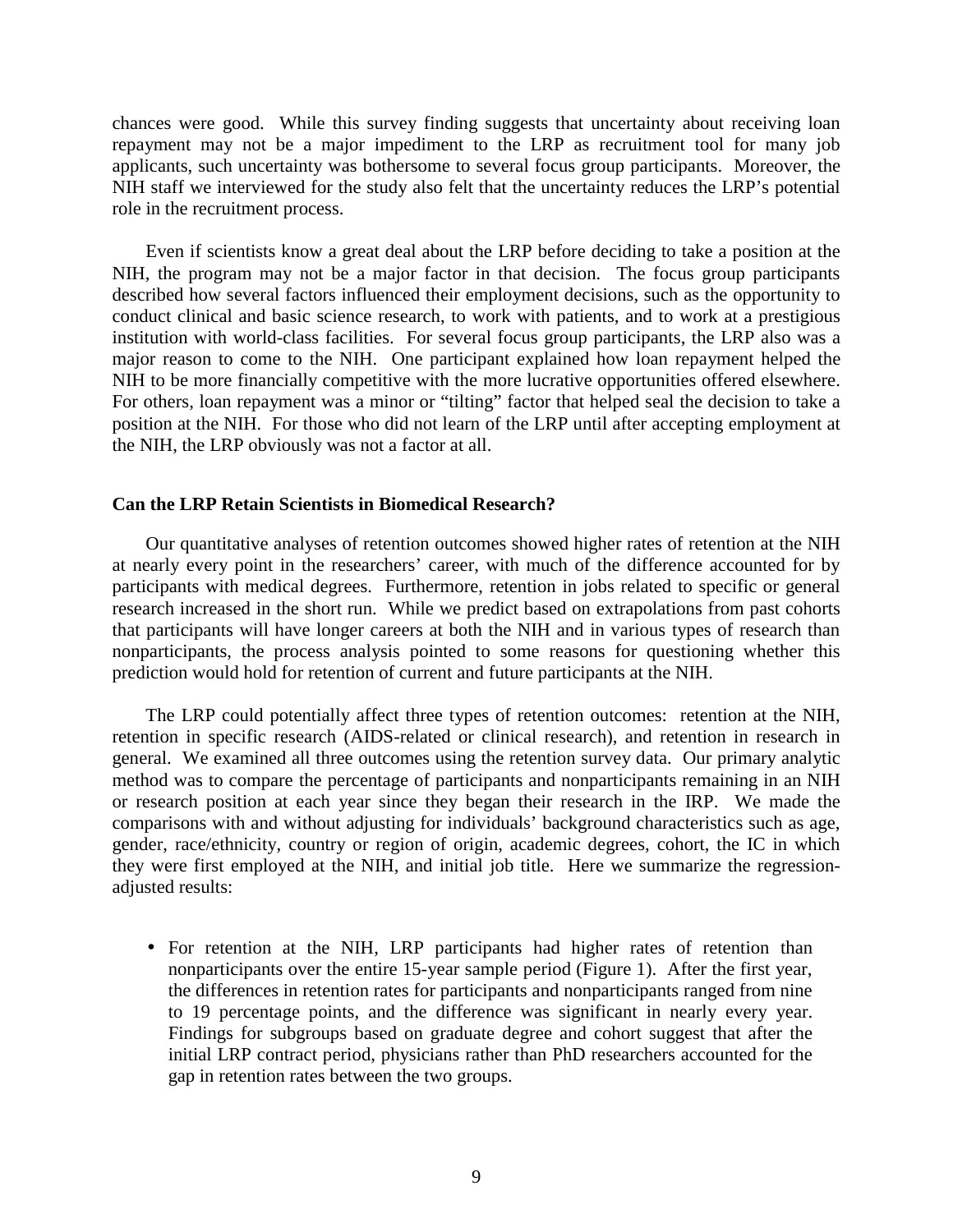chances were good. While this survey finding suggests that uncertainty about receiving loan repayment may not be a major impediment to the LRP as recruitment tool for many job applicants, such uncertainty was bothersome to several focus group participants. Moreover, the NIH staff we interviewed for the study also felt that the uncertainty reduces the LRP's potential role in the recruitment process.

Even if scientists know a great deal about the LRP before deciding to take a position at the NIH, the program may not be a major factor in that decision. The focus group participants described how several factors influenced their employment decisions, such as the opportunity to conduct clinical and basic science research, to work with patients, and to work at a prestigious institution with world-class facilities. For several focus group participants, the LRP also was a major reason to come to the NIH. One participant explained how loan repayment helped the NIH to be more financially competitive with the more lucrative opportunities offered elsewhere. For others, loan repayment was a minor or "tilting" factor that helped seal the decision to take a position at the NIH. For those who did not learn of the LRP until after accepting employment at the NIH, the LRP obviously was not a factor at all.

**Can the LRP Retain Scientists in Biomedical Research?**

Our quantitative analyses of retention outcomes showed higher rates of retention at the NIH at nearly every point in the researchers' career, with much of the difference accounted for by participants with medical degrees. Furthermore, retention in jobs related to specific or general research increased in the short run. While we predict based on extrapolations from past cohorts that participants will have longer careers at both the NIH and in various types of research than nonparticipants, the process analysis pointed to some reasons for questioning whether this prediction would hold for retention of current and future participants at the NIH.

The LRP could potentially affect three types of retention outcomes: retention at the NIH, retention in specific research (AIDS-related or clinical research), and retention in research in general. We examined all three outcomes using the retention survey data. Our primary analytic method was to compare the percentage of participants and nonparticipants remaining in an NIH or research position at each year since they began their research in the IRP. We made the comparisons with and without adjusting for individuals' background characteristics such as age, gender, race/ethnicity, country or region of origin, academic degrees, cohort, the IC in which they were first employed at the NIH, and initial job title. Here we summarize the regression-adjusted results:

- For retention at the NIH, LRP participants had higher rates of retention than nonparticipants over the entire 15-year sample period (Figure 1). After the first year, the differences in retention rates for participants and nonparticipants ranged from nine to 19 percentage points, and the difference was significant in nearly every year. Findings for subgroups based on graduate degree and cohort suggest that after the initial LRP contract period, physicians rather than PhD researchers accounted for the gap in retention rates between the two groups.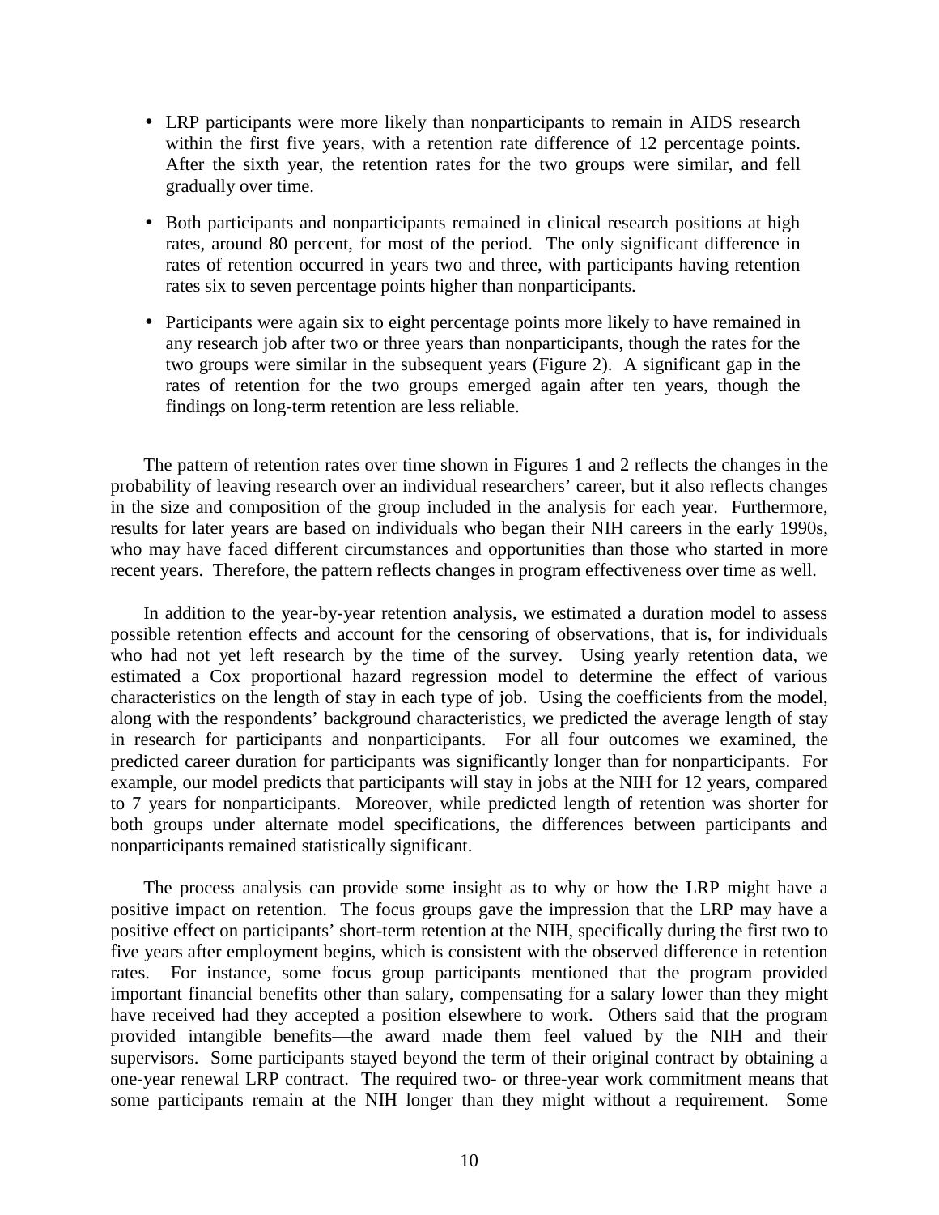- LRP participants were more likely than nonparticipants to remain in AIDS research within the first five years, with a retention rate difference of 12 percentage points. After the sixth year, the retention rates for the two groups were similar, and fell gradually over time.

- Both participants and nonparticipants remained in clinical research positions at high rates, around 80 percent, for most of the period. The only significant difference in rates of retention occurred in years two and three, with participants having retention rates six to seven percentage points higher than nonparticipants.

- Participants were again six to eight percentage points more likely to have remained in any research job after two or three years than nonparticipants, though the rates for the two groups were similar in the subsequent years (Figure 2). A significant gap in the rates of retention for the two groups emerged again after ten years, though the findings on long-term retention are less reliable.

The pattern of retention rates over time shown in Figures 1 and 2 reflects the changes in the probability of leaving research over an individual researchers' career, but it also reflects changes in the size and composition of the group included in the analysis for each year. Furthermore, results for later years are based on individuals who began their NIH careers in the early 1990s, who may have faced different circumstances and opportunities than those who started in more recent years. Therefore, the pattern reflects changes in program effectiveness over time as well.

In addition to the year-by-year retention analysis, we estimated a duration model to assess possible retention effects and account for the censoring of observations, that is, for individuals who had not yet left research by the time of the survey. Using yearly retention data, we estimated a Cox proportional hazard regression model to determine the effect of various characteristics on the length of stay in each type of job. Using the coefficients from the model, along with the respondents' background characteristics, we predicted the average length of stay in research for participants and nonparticipants. For all four outcomes we examined, the predicted career duration for participants was significantly longer than for nonparticipants. For example, our model predicts that participants will stay in jobs at the NIH for 12 years, compared to 7 years for nonparticipants. Moreover, while predicted length of retention was shorter for both groups under alternate model specifications, the differences between participants and nonparticipants remained statistically significant.

The process analysis can provide some insight as to why or how the LRP might have a positive impact on retention. The focus groups gave the impression that the LRP may have a positive effect on participants' short-term retention at the NIH, specifically during the first two to five years after employment begins, which is consistent with the observed difference in retention rates. For instance, some focus group participants mentioned that the program provided important financial benefits other than salary, compensating for a salary lower than they might have received had they accepted a position elsewhere to work. Others said that the program provided intangible benefits—the award made them feel valued by the NIH and their supervisors. Some participants stayed beyond the term of their original contract by obtaining a one-year renewal LRP contract. The required two- or three-year work commitment means that some participants remain at the NIH longer than they might without a requirement. Some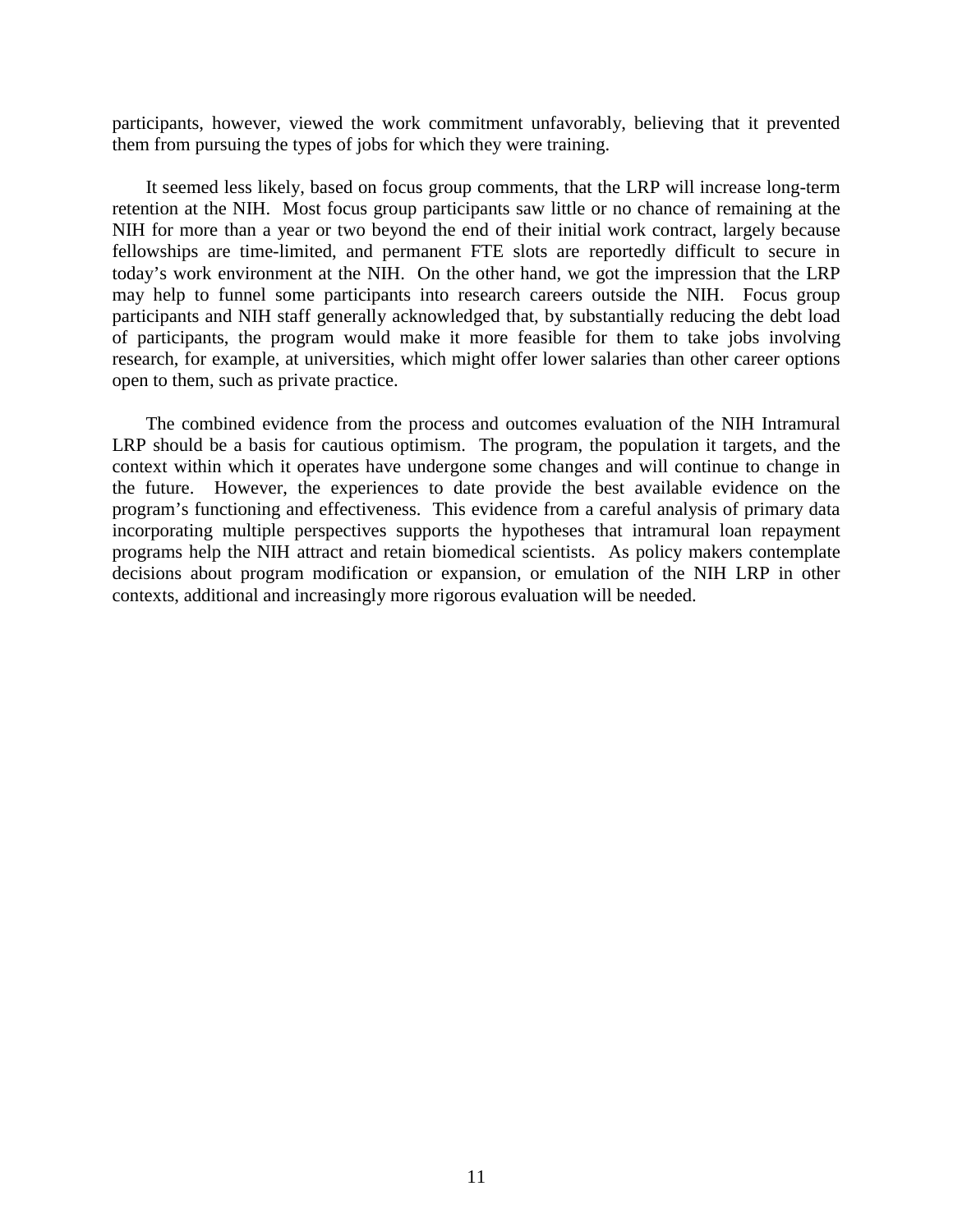participants, however, viewed the work commitment unfavorably, believing that it prevented them from pursuing the types of jobs for which they were training.

It seemed less likely, based on focus group comments, that the LRP will increase long-term retention at the NIH. Most focus group participants saw little or no chance of remaining at the NIH for more than a year or two beyond the end of their initial work contract, largely because fellowships are time-limited, and permanent FTE slots are reportedly difficult to secure in today's work environment at the NIH. On the other hand, we got the impression that the LRP may help to funnel some participants into research careers outside the NIH. Focus group participants and NIH staff generally acknowledged that, by substantially reducing the debt load of participants, the program would make it more feasible for them to take jobs involving research, for example, at universities, which might offer lower salaries than other career options open to them, such as private practice.

The combined evidence from the process and outcomes evaluation of the NIH Intramural LRP should be a basis for cautious optimism. The program, the population it targets, and the context within which it operates have undergone some changes and will continue to change in the future. However, the experiences to date provide the best available evidence on the program's functioning and effectiveness. This evidence from a careful analysis of primary data incorporating multiple perspectives supports the hypotheses that intramural loan repayment programs help the NIH attract and retain biomedical scientists. As policy makers contemplate decisions about program modification or expansion, or emulation of the NIH LRP in other contexts, additional and increasingly more rigorous evaluation will be needed.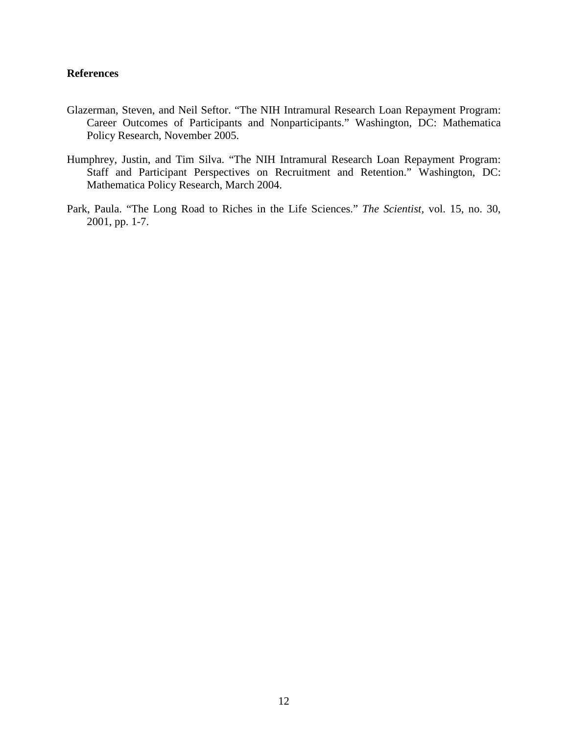**References**

Glazerman, Steven, and Neil Seftor. "The NIH Intramural Research Loan Repayment Program: Career Outcomes of Participants and Nonparticipants." Washington, DC: Mathematica Policy Research, November 2005.

Humphrey, Justin, and Tim Silva. "The NIH Intramural Research Loan Repayment Program: Staff and Participant Perspectives on Recruitment and Retention." Washington, DC: Mathematica Policy Research, March 2004.

Park, Paula. "The Long Road to Riches in the Life Sciences." *The Scientist,* vol. 15, no. 30, 2001, pp. 1-7.